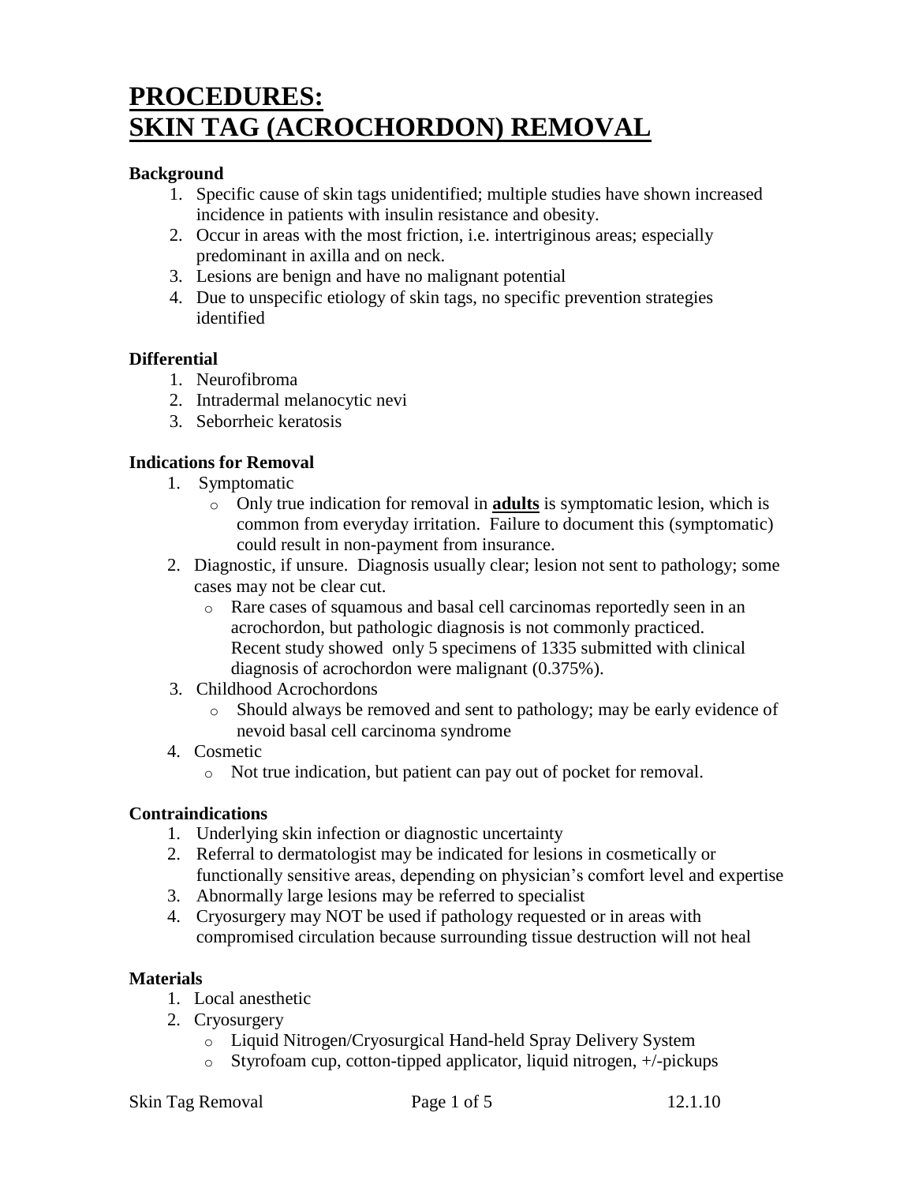# PROCEDURES:
# SKIN TAG (ACROCHORDON) REMOVAL

**Background**

1. Specific cause of skin tags unidentified; multiple studies have shown increased incidence in patients with insulin resistance and obesity.
2. Occur in areas with the most friction, i.e. intertriginous areas; especially predominant in axilla and on neck.
3. Lesions are benign and have no malignant potential
4. Due to unspecific etiology of skin tags, no specific prevention strategies identified

**Differential**

1. Neurofibroma
2. Intradermal melanocytic nevi
3. Seborrheic keratosis

**Indications for Removal**

1. Symptomatic
   - Only true indication for removal in **adults** is symptomatic lesion, which is common from everyday irritation. Failure to document this (symptomatic) could result in non-payment from insurance.
2. Diagnostic, if unsure. Diagnosis usually clear; lesion not sent to pathology; some cases may not be clear cut.
   - Rare cases of squamous and basal cell carcinomas reportedly seen in an acrochordon, but pathologic diagnosis is not commonly practiced. Recent study showed only 5 specimens of 1335 submitted with clinical diagnosis of acrochordon were malignant (0.375%).
3. Childhood Acrochordons
   - Should always be removed and sent to pathology; may be early evidence of nevoid basal cell carcinoma syndrome
4. Cosmetic
   - Not true indication, but patient can pay out of pocket for removal.

**Contraindications**

1. Underlying skin infection or diagnostic uncertainty
2. Referral to dermatologist may be indicated for lesions in cosmetically or functionally sensitive areas, depending on physician's comfort level and expertise
3. Abnormally large lesions may be referred to specialist
4. Cryosurgery may NOT be used if pathology requested or in areas with compromised circulation because surrounding tissue destruction will not heal

**Materials**

1. Local anesthetic
2. Cryosurgery
   - Liquid Nitrogen/Cryosurgical Hand-held Spray Delivery System
   - Styrofoam cup, cotton-tipped applicator, liquid nitrogen, +/-pickups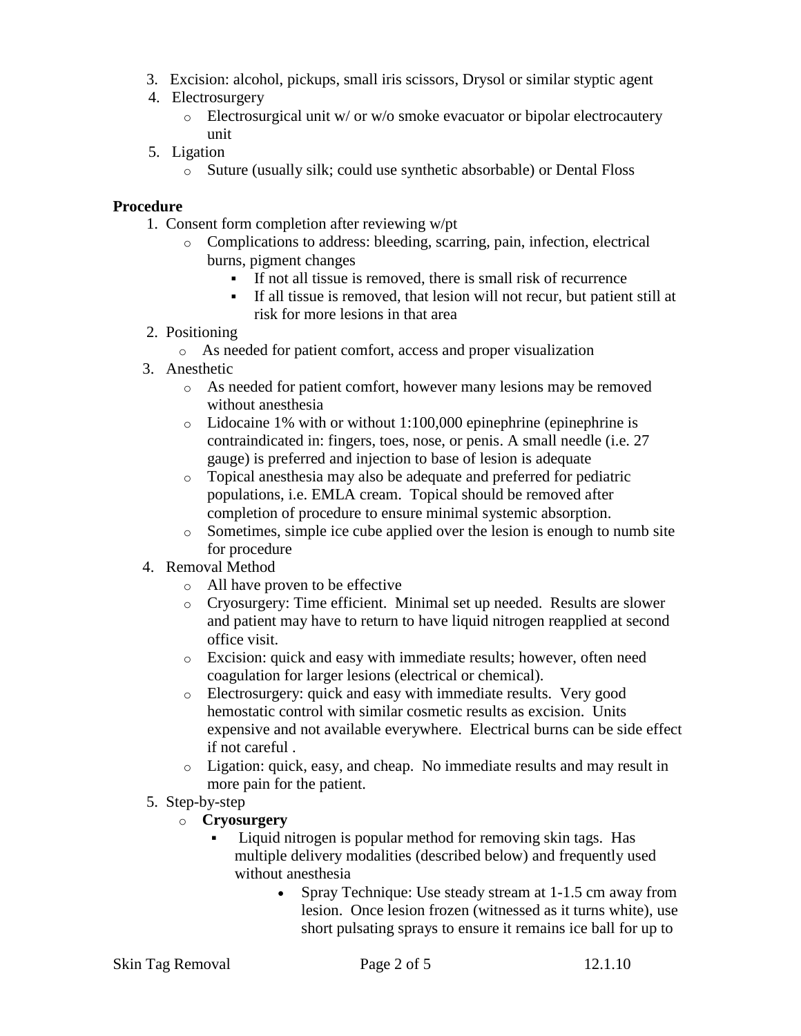3. Excision: alcohol, pickups, small iris scissors, Drysol or similar styptic agent
4. Electrosurgery
    - Electrosurgical unit w/ or w/o smoke evacuator or bipolar electrocautery unit
5. Ligation
    - Suture (usually silk; could use synthetic absorbable) or Dental Floss

**Procedure**

1. Consent form completion after reviewing w/pt
    - Complications to address: bleeding, scarring, pain, infection, electrical burns, pigment changes
        - If not all tissue is removed, there is small risk of recurrence
        - If all tissue is removed, that lesion will not recur, but patient still at risk for more lesions in that area
2. Positioning
    - As needed for patient comfort, access and proper visualization
3. Anesthetic
    - As needed for patient comfort, however many lesions may be removed without anesthesia
    - Lidocaine 1% with or without 1:100,000 epinephrine (epinephrine is contraindicated in: fingers, toes, nose, or penis. A small needle (i.e. 27 gauge) is preferred and injection to base of lesion is adequate
    - Topical anesthesia may also be adequate and preferred for pediatric populations, i.e. EMLA cream. Topical should be removed after completion of procedure to ensure minimal systemic absorption.
    - Sometimes, simple ice cube applied over the lesion is enough to numb site for procedure
4. Removal Method
    - All have proven to be effective
    - Cryosurgery: Time efficient. Minimal set up needed. Results are slower and patient may have to return to have liquid nitrogen reapplied at second office visit.
    - Excision: quick and easy with immediate results; however, often need coagulation for larger lesions (electrical or chemical).
    - Electrosurgery: quick and easy with immediate results. Very good hemostatic control with similar cosmetic results as excision. Units expensive and not available everywhere. Electrical burns can be side effect if not careful .
    - Ligation: quick, easy, and cheap. No immediate results and may result in more pain for the patient.
5. Step-by-step
    - **Cryosurgery**
        - Liquid nitrogen is popular method for removing skin tags. Has multiple delivery modalities (described below) and frequently used without anesthesia
            - Spray Technique: Use steady stream at 1-1.5 cm away from lesion. Once lesion frozen (witnessed as it turns white), use short pulsating sprays to ensure it remains ice ball for up to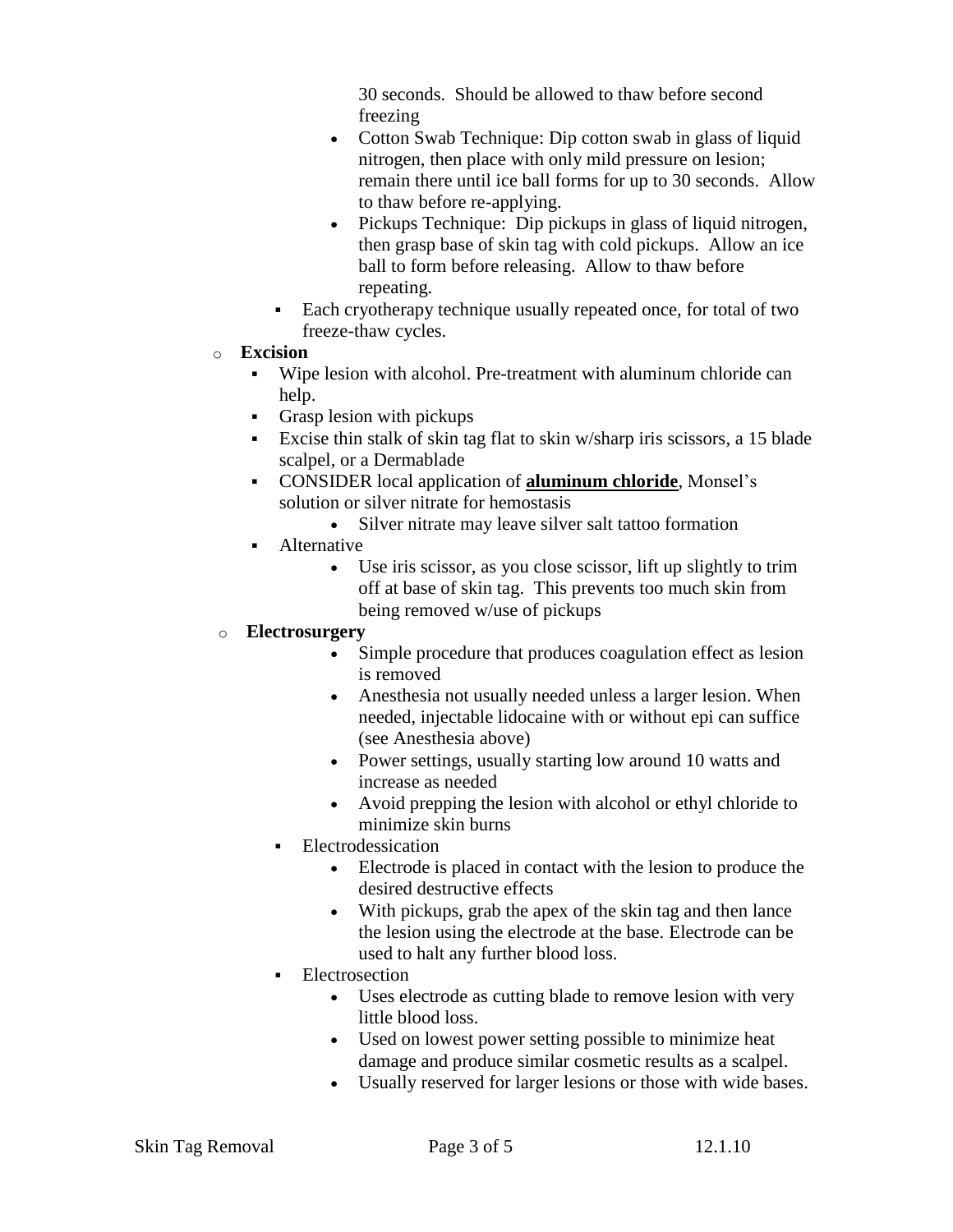- 30 seconds. Should be allowed to thaw before second freezing
        - Cotton Swab Technique: Dip cotton swab in glass of liquid nitrogen, then place with only mild pressure on lesion; remain there until ice ball forms for up to 30 seconds. Allow to thaw before re-applying.
        - Pickups Technique: Dip pickups in glass of liquid nitrogen, then grasp base of skin tag with cold pickups. Allow an ice ball to form before releasing. Allow to thaw before repeating.
      - Each cryotherapy technique usually repeated once, for total of two freeze-thaw cycles.
  - **Excision**
    - Wipe lesion with alcohol. Pre-treatment with aluminum chloride can help.
    - Grasp lesion with pickups
    - Excise thin stalk of skin tag flat to skin w/sharp iris scissors, a 15 blade scalpel, or a Dermablade
    - CONSIDER local application of **aluminum chloride**, Monsel's solution or silver nitrate for hemostasis
      - Silver nitrate may leave silver salt tattoo formation
    - Alternative
      - Use iris scissor, as you close scissor, lift up slightly to trim off at base of skin tag. This prevents too much skin from being removed w/use of pickups
  - **Electrosurgery**
      - Simple procedure that produces coagulation effect as lesion is removed
      - Anesthesia not usually needed unless a larger lesion. When needed, injectable lidocaine with or without epi can suffice (see Anesthesia above)
      - Power settings, usually starting low around 10 watts and increase as needed
      - Avoid prepping the lesion with alcohol or ethyl chloride to minimize skin burns
    - Electrodessication
      - Electrode is placed in contact with the lesion to produce the desired destructive effects
      - With pickups, grab the apex of the skin tag and then lance the lesion using the electrode at the base. Electrode can be used to halt any further blood loss.
    - Electrosection
      - Uses electrode as cutting blade to remove lesion with very little blood loss.
      - Used on lowest power setting possible to minimize heat damage and produce similar cosmetic results as a scalpel.
      - Usually reserved for larger lesions or those with wide bases.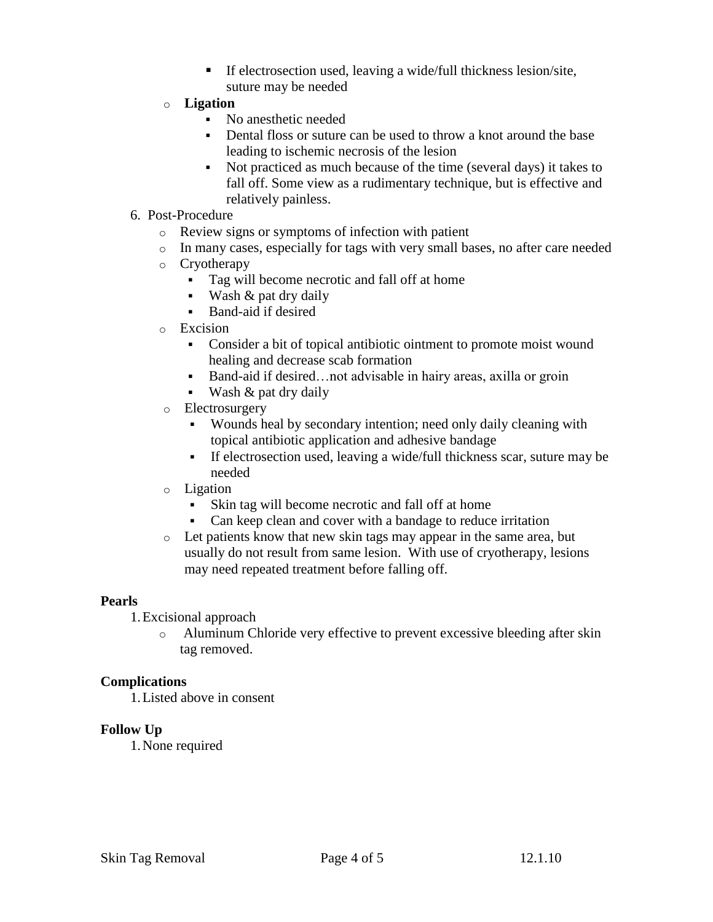- If electrosection used, leaving a wide/full thickness lesion/site, suture may be needed
   - **Ligation**
      - No anesthetic needed
      - Dental floss or suture can be used to throw a knot around the base leading to ischemic necrosis of the lesion
      - Not practiced as much because of the time (several days) it takes to fall off. Some view as a rudimentary technique, but is effective and relatively painless.

6. Post-Procedure
   - Review signs or symptoms of infection with patient
   - In many cases, especially for tags with very small bases, no after care needed
   - Cryotherapy
      - Tag will become necrotic and fall off at home
      - Wash & pat dry daily
      - Band-aid if desired
   - Excision
      - Consider a bit of topical antibiotic ointment to promote moist wound healing and decrease scab formation
      - Band-aid if desired…not advisable in hairy areas, axilla or groin
      - Wash & pat dry daily
   - Electrosurgery
      - Wounds heal by secondary intention; need only daily cleaning with topical antibiotic application and adhesive bandage
      - If electrosection used, leaving a wide/full thickness scar, suture may be needed
   - Ligation
      - Skin tag will become necrotic and fall off at home
      - Can keep clean and cover with a bandage to reduce irritation
   - Let patients know that new skin tags may appear in the same area, but usually do not result from same lesion. With use of cryotherapy, lesions may need repeated treatment before falling off.

**Pearls**

1. Excisional approach
   - Aluminum Chloride very effective to prevent excessive bleeding after skin tag removed.

**Complications**

1. Listed above in consent

**Follow Up**

1. None required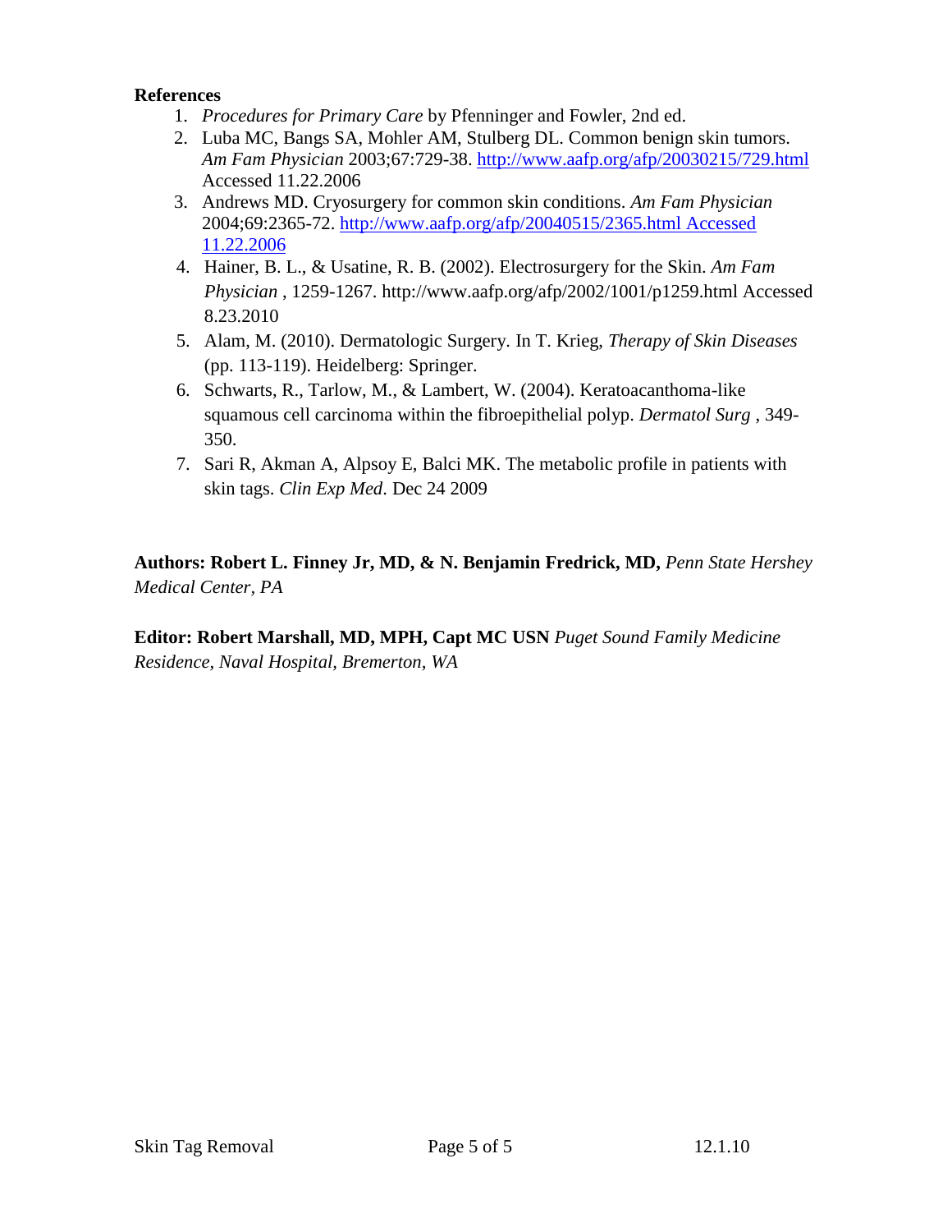**References**

1. *Procedures for Primary Care* by Pfenninger and Fowler, 2nd ed.
2. Luba MC, Bangs SA, Mohler AM, Stulberg DL. Common benign skin tumors. *Am Fam Physician* 2003;67:729-38. http://www.aafp.org/afp/20030215/729.html Accessed 11.22.2006
3. Andrews MD. Cryosurgery for common skin conditions. *Am Fam Physician* 2004;69:2365-72. http://www.aafp.org/afp/20040515/2365.html Accessed 11.22.2006
4. Hainer, B. L., & Usatine, R. B. (2002). Electrosurgery for the Skin. *Am Fam Physician* , 1259-1267. http://www.aafp.org/afp/2002/1001/p1259.html Accessed 8.23.2010
5. Alam, M. (2010). Dermatologic Surgery. In T. Krieg, *Therapy of Skin Diseases* (pp. 113-119). Heidelberg: Springer.
6. Schwarts, R., Tarlow, M., & Lambert, W. (2004). Keratoacanthoma-like squamous cell carcinoma within the fibroepithelial polyp. *Dermatol Surg* , 349-350.
7. Sari R, Akman A, Alpsoy E, Balci MK. The metabolic profile in patients with skin tags. *Clin Exp Med*. Dec 24 2009

**Authors: Robert L. Finney Jr, MD, & N. Benjamin Fredrick, MD,** *Penn State Hershey Medical Center, PA*

**Editor: Robert Marshall, MD, MPH, Capt MC USN** *Puget Sound Family Medicine Residence, Naval Hospital, Bremerton, WA*